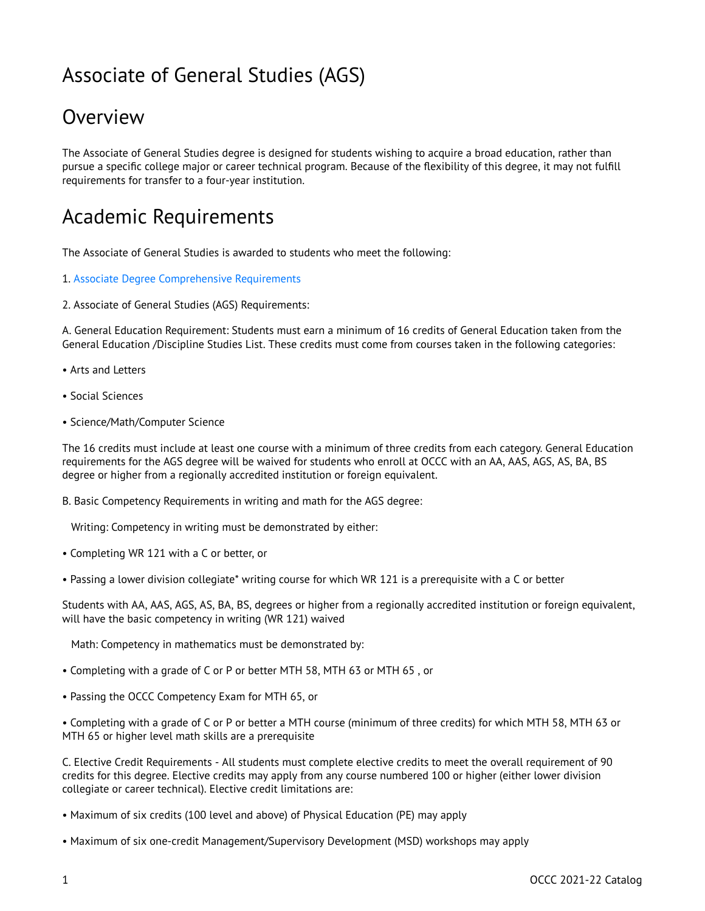# Associate of General Studies (AGS)

## Overview

The Associate of General Studies degree is designed for students wishing to acquire a broad education, rather than pursue a specific college major or career technical program. Because of the flexibility of this degree, it may not fulfill requirements for transfer to a four-year institution.

## Academic Requirements

The Associate of General Studies is awarded to students who meet the following:

1. Associate Degree Comprehensive Requirements

2. Associate of General Studies (AGS) Requirements:

A. General Education Requirement: Students must earn a minimum of 16 credits of General Education taken from the General Education /Discipline Studies List. These credits must come from courses taken in the following categories:

- Arts and Letters
- Social Sciences
- Science/Math/Computer Science

The 16 credits must include at least one course with a minimum of three credits from each category. General Education requirements for the AGS degree will be waived for students who enroll at OCCC with an AA, AAS, AGS, AS, BA, BS degree or higher from a regionally accredited institution or foreign equivalent.

B. Basic Competency Requirements in writing and math for the AGS degree:

Writing: Competency in writing must be demonstrated by either:

- Completing WR 121 with a C or better, or
- Passing a lower division collegiate* writing course for which WR 121 is a prerequisite with a C or better

Students with AA, AAS, AGS, AS, BA, BS, degrees or higher from a regionally accredited institution or foreign equivalent, will have the basic competency in writing (WR 121) waived

Math: Competency in mathematics must be demonstrated by:

- Completing with a grade of C or P or better MTH 58, MTH 63 or MTH 65 , or
- Passing the OCCC Competency Exam for MTH 65, or
- Completing with a grade of C or P or better a MTH course (minimum of three credits) for which MTH 58, MTH 63 or MTH 65 or higher level math skills are a prerequisite

C. Elective Credit Requirements - All students must complete elective credits to meet the overall requirement of 90 credits for this degree. Elective credits may apply from any course numbered 100 or higher (either lower division collegiate or career technical). Elective credit limitations are:

- Maximum of six credits (100 level and above) of Physical Education (PE) may apply
- Maximum of six one-credit Management/Supervisory Development (MSD) workshops may apply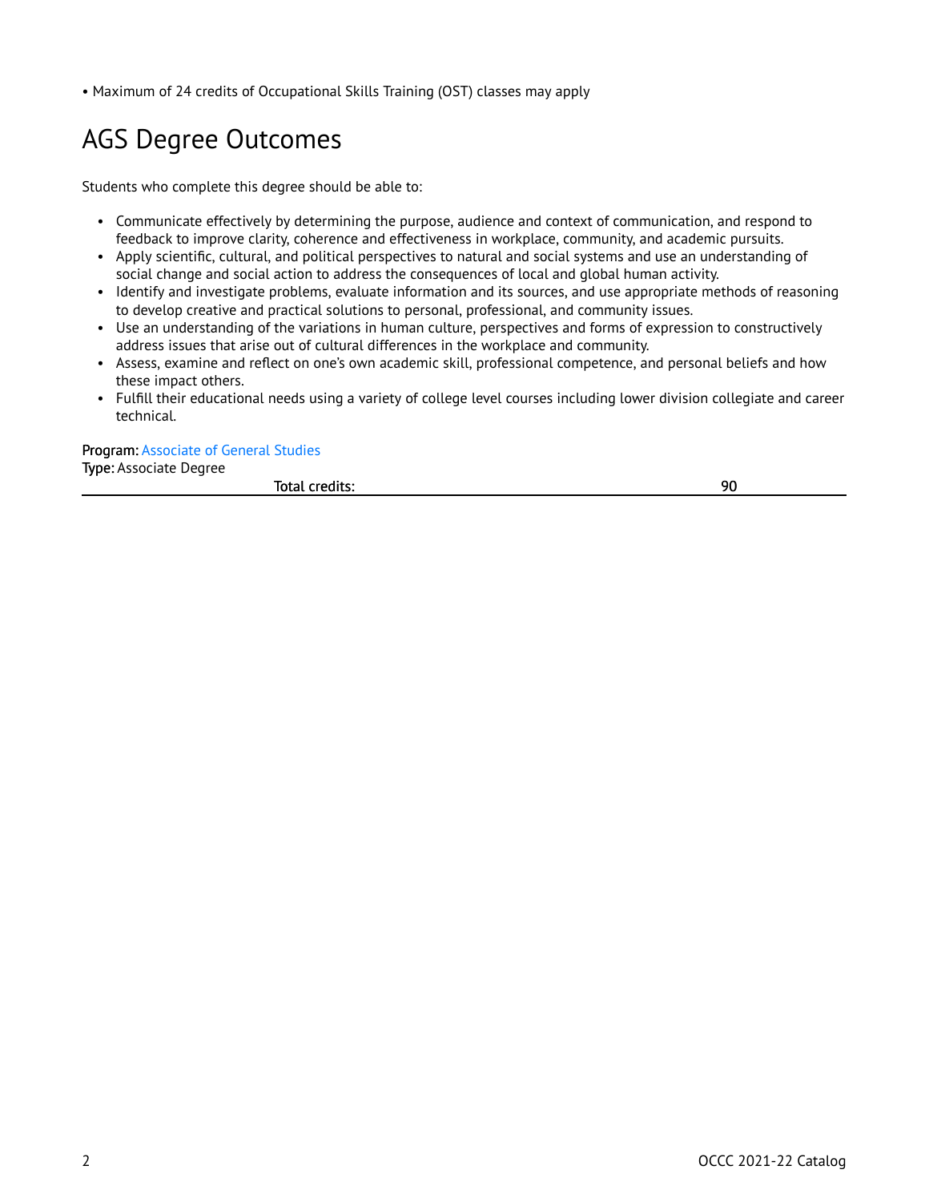• Maximum of 24 credits of Occupational Skills Training (OST) classes may apply

# AGS Degree Outcomes

Students who complete this degree should be able to:

- Communicate effectively by determining the purpose, audience and context of communication, and respond to feedback to improve clarity, coherence and effectiveness in workplace, community, and academic pursuits.
- Apply scientific, cultural, and political perspectives to natural and social systems and use an understanding of social change and social action to address the consequences of local and global human activity.
- Identify and investigate problems, evaluate information and its sources, and use appropriate methods of reasoning to develop creative and practical solutions to personal, professional, and community issues.
- Use an understanding of the variations in human culture, perspectives and forms of expression to constructively address issues that arise out of cultural differences in the workplace and community.
- Assess, examine and reflect on one's own academic skill, professional competence, and personal beliefs and how these impact others.
- Fulfill their educational needs using a variety of college level courses including lower division collegiate and career technical.

**Program:** Associate of General Studies
**Type:** Associate Degree

| | |
|---|---|
| **Total credits:** | **90** |